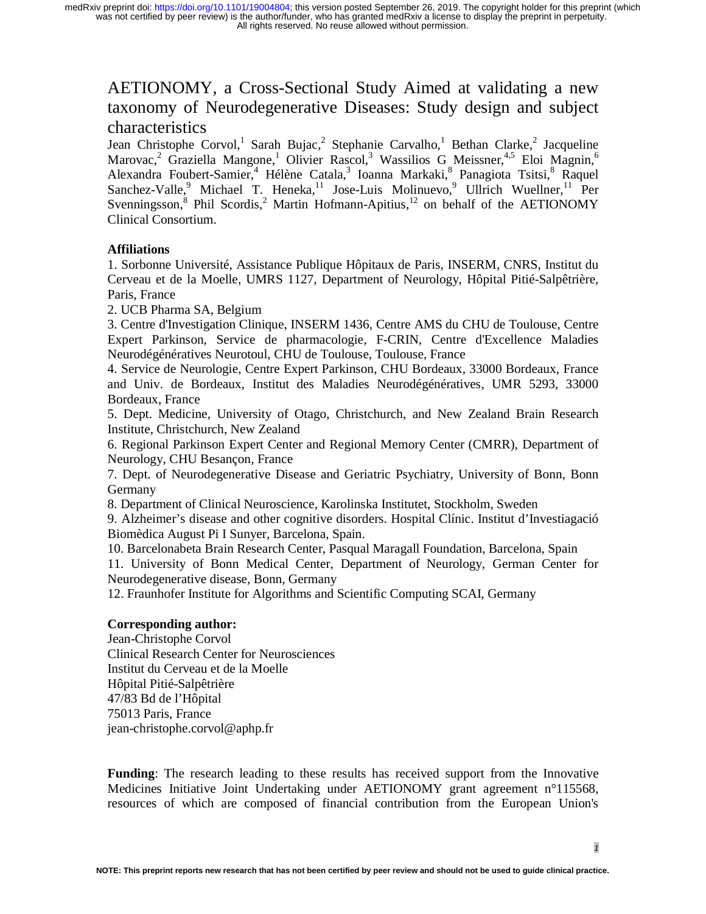# AETIONOMY, a Cross-Sectional Study Aimed at validating a new taxonomy of Neurodegenerative Diseases: Study design and subject characteristics

Jean Christophe Corvol,[1] Sarah Bujac,[2] Stephanie Carvalho,[1] Bethan Clarke,[2] Jacqueline Marovac,[2] Graziella Mangone,[1] Olivier Rascol,[3] Wassilios G Meissner,[4,5] Eloi Magnin,[6] Alexandra Foubert-Samier,[4] Hélène Catala,[3] Ioanna Markaki,[8] Panagiota Tsitsi,[8] Raquel Sanchez-Valle,[9] Michael T. Heneka,[11] Jose-Luis Molinuevo,[9] Ullrich Wuellner,[11] Per Svenningsson,[8] Phil Scordis,[2] Martin Hofmann-Apitius,[12] on behalf of the AETIONOMY Clinical Consortium.

## Affiliations

1. Sorbonne Université, Assistance Publique Hôpitaux de Paris, INSERM, CNRS, Institut du Cerveau et de la Moelle, UMRS 1127, Department of Neurology, Hôpital Pitié-Salpêtrière, Paris, France
2. UCB Pharma SA, Belgium
3. Centre d'Investigation Clinique, INSERM 1436, Centre AMS du CHU de Toulouse, Centre Expert Parkinson, Service de pharmacologie, F-CRIN, Centre d'Excellence Maladies Neurodégénératives Neurotoul, CHU de Toulouse, Toulouse, France
4. Service de Neurologie, Centre Expert Parkinson, CHU Bordeaux, 33000 Bordeaux, France and Univ. de Bordeaux, Institut des Maladies Neurodégénératives, UMR 5293, 33000 Bordeaux, France
5. Dept. Medicine, University of Otago, Christchurch, and New Zealand Brain Research Institute, Christchurch, New Zealand
6. Regional Parkinson Expert Center and Regional Memory Center (CMRR), Department of Neurology, CHU Besançon, France
7. Dept. of Neurodegenerative Disease and Geriatric Psychiatry, University of Bonn, Bonn Germany
8. Department of Clinical Neuroscience, Karolinska Institutet, Stockholm, Sweden
9. Alzheimer's disease and other cognitive disorders. Hospital Clínic. Institut d'Investiagació Biomèdica August Pi I Sunyer, Barcelona, Spain.
10. Barcelonabeta Brain Research Center, Pasqual Maragall Foundation, Barcelona, Spain
11. University of Bonn Medical Center, Department of Neurology, German Center for Neurodegenerative disease, Bonn, Germany
12. Fraunhofer Institute for Algorithms and Scientific Computing SCAI, Germany

## Corresponding author:

Jean-Christophe Corvol
Clinical Research Center for Neurosciences
Institut du Cerveau et de la Moelle
Hôpital Pitié-Salpêtrière
47/83 Bd de l'Hôpital
75013 Paris, France
jean-christophe.corvol@aphp.fr

**Funding**: The research leading to these results has received support from the Innovative Medicines Initiative Joint Undertaking under AETIONOMY grant agreement n°115568, resources of which are composed of financial contribution from the European Union's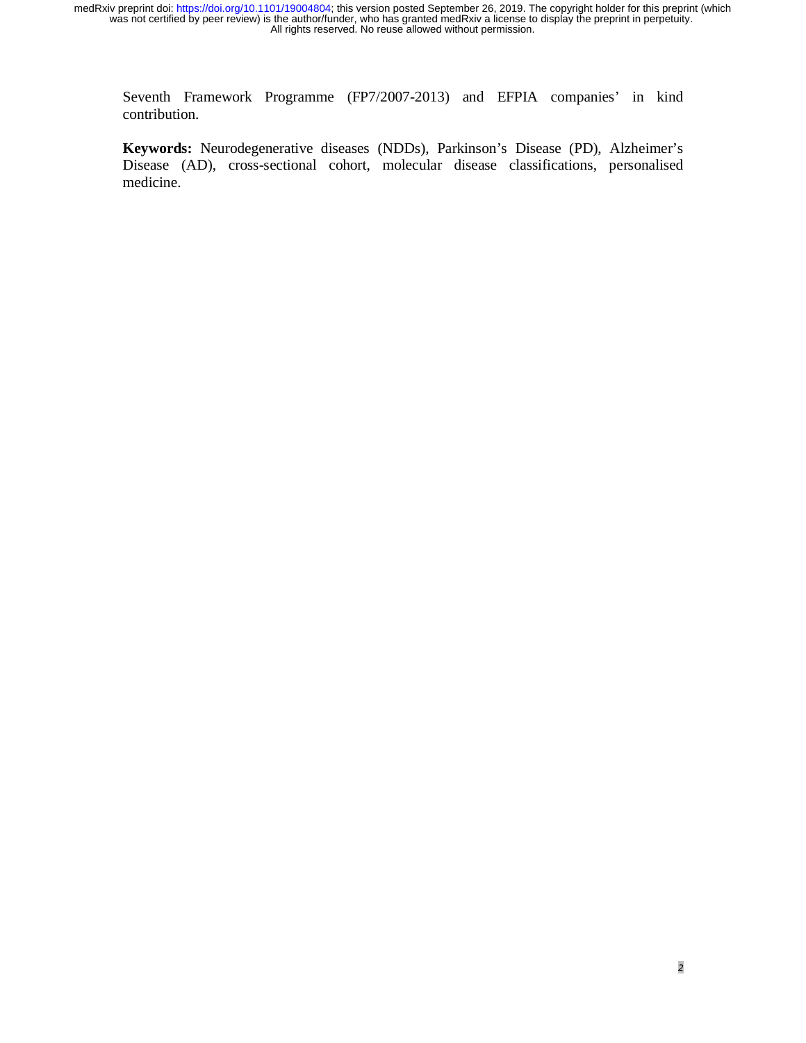Seventh Framework Programme (FP7/2007-2013) and EFPIA companies' in kind contribution.

**Keywords:** Neurodegenerative diseases (NDDs), Parkinson's Disease (PD), Alzheimer's Disease (AD), cross-sectional cohort, molecular disease classifications, personalised medicine.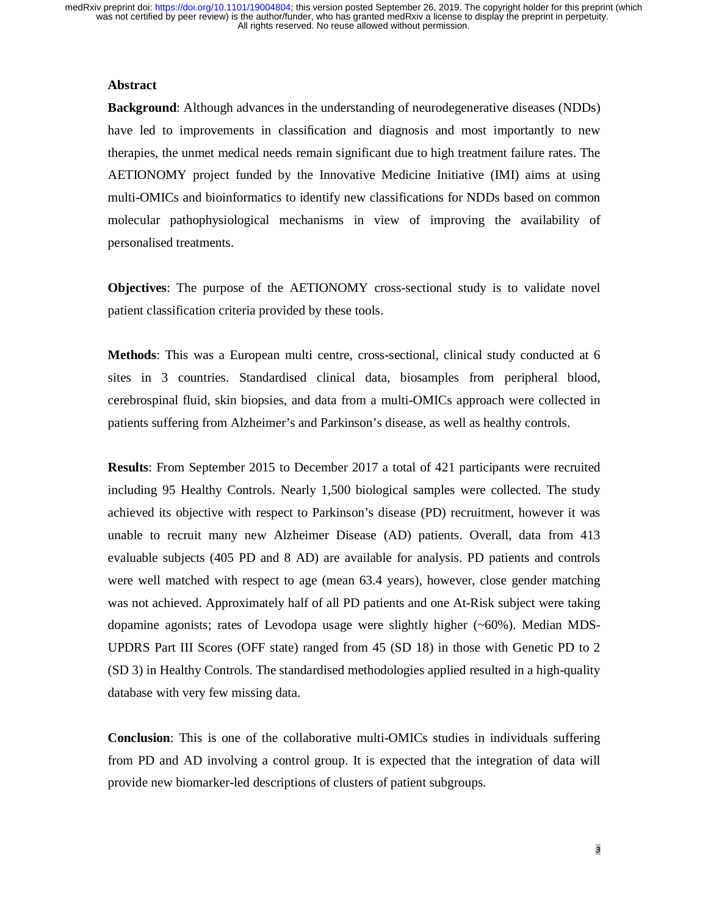## Abstract

**Background**: Although advances in the understanding of neurodegenerative diseases (NDDs) have led to improvements in classification and diagnosis and most importantly to new therapies, the unmet medical needs remain significant due to high treatment failure rates. The AETIONOMY project funded by the Innovative Medicine Initiative (IMI) aims at using multi-OMICs and bioinformatics to identify new classifications for NDDs based on common molecular pathophysiological mechanisms in view of improving the availability of personalised treatments.

**Objectives**: The purpose of the AETIONOMY cross-sectional study is to validate novel patient classification criteria provided by these tools.

**Methods**: This was a European multi centre, cross-sectional, clinical study conducted at 6 sites in 3 countries. Standardised clinical data, biosamples from peripheral blood, cerebrospinal fluid, skin biopsies, and data from a multi-OMICs approach were collected in patients suffering from Alzheimer's and Parkinson's disease, as well as healthy controls.

**Results**: From September 2015 to December 2017 a total of 421 participants were recruited including 95 Healthy Controls. Nearly 1,500 biological samples were collected. The study achieved its objective with respect to Parkinson's disease (PD) recruitment, however it was unable to recruit many new Alzheimer Disease (AD) patients. Overall, data from 413 evaluable subjects (405 PD and 8 AD) are available for analysis. PD patients and controls were well matched with respect to age (mean 63.4 years), however, close gender matching was not achieved. Approximately half of all PD patients and one At-Risk subject were taking dopamine agonists; rates of Levodopa usage were slightly higher (~60%). Median MDS-UPDRS Part III Scores (OFF state) ranged from 45 (SD 18) in those with Genetic PD to 2 (SD 3) in Healthy Controls. The standardised methodologies applied resulted in a high-quality database with very few missing data.

**Conclusion**: This is one of the collaborative multi-OMICs studies in individuals suffering from PD and AD involving a control group. It is expected that the integration of data will provide new biomarker-led descriptions of clusters of patient subgroups.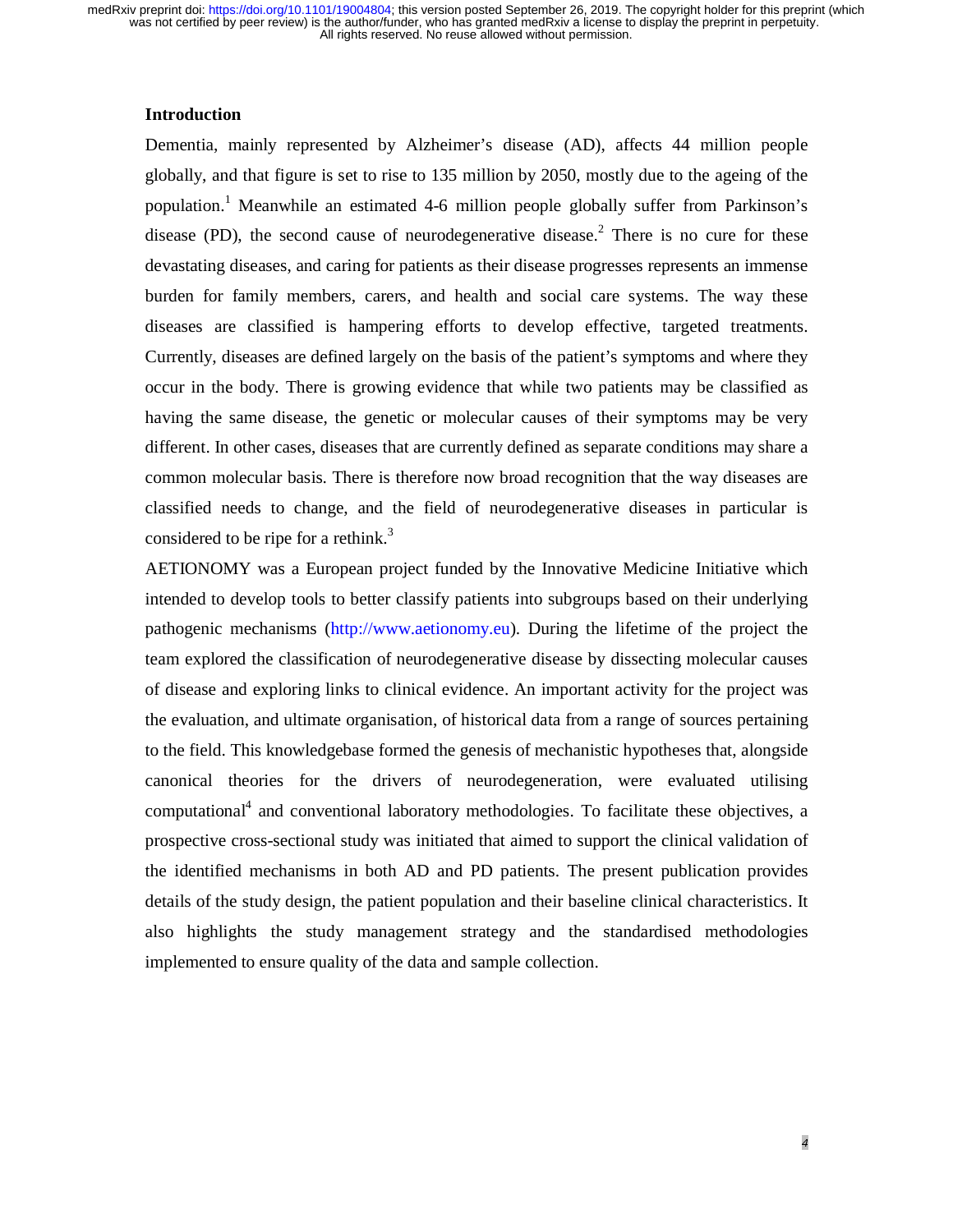## Introduction

Dementia, mainly represented by Alzheimer's disease (AD), affects 44 million people globally, and that figure is set to rise to 135 million by 2050, mostly due to the ageing of the population.[1] Meanwhile an estimated 4-6 million people globally suffer from Parkinson's disease (PD), the second cause of neurodegenerative disease.[2] There is no cure for these devastating diseases, and caring for patients as their disease progresses represents an immense burden for family members, carers, and health and social care systems. The way these diseases are classified is hampering efforts to develop effective, targeted treatments. Currently, diseases are defined largely on the basis of the patient's symptoms and where they occur in the body. There is growing evidence that while two patients may be classified as having the same disease, the genetic or molecular causes of their symptoms may be very different. In other cases, diseases that are currently defined as separate conditions may share a common molecular basis. There is therefore now broad recognition that the way diseases are classified needs to change, and the field of neurodegenerative diseases in particular is considered to be ripe for a rethink.[3]

AETIONOMY was a European project funded by the Innovative Medicine Initiative which intended to develop tools to better classify patients into subgroups based on their underlying pathogenic mechanisms (http://www.aetionomy.eu). During the lifetime of the project the team explored the classification of neurodegenerative disease by dissecting molecular causes of disease and exploring links to clinical evidence. An important activity for the project was the evaluation, and ultimate organisation, of historical data from a range of sources pertaining to the field. This knowledgebase formed the genesis of mechanistic hypotheses that, alongside canonical theories for the drivers of neurodegeneration, were evaluated utilising computational[4] and conventional laboratory methodologies. To facilitate these objectives, a prospective cross-sectional study was initiated that aimed to support the clinical validation of the identified mechanisms in both AD and PD patients. The present publication provides details of the study design, the patient population and their baseline clinical characteristics. It also highlights the study management strategy and the standardised methodologies implemented to ensure quality of the data and sample collection.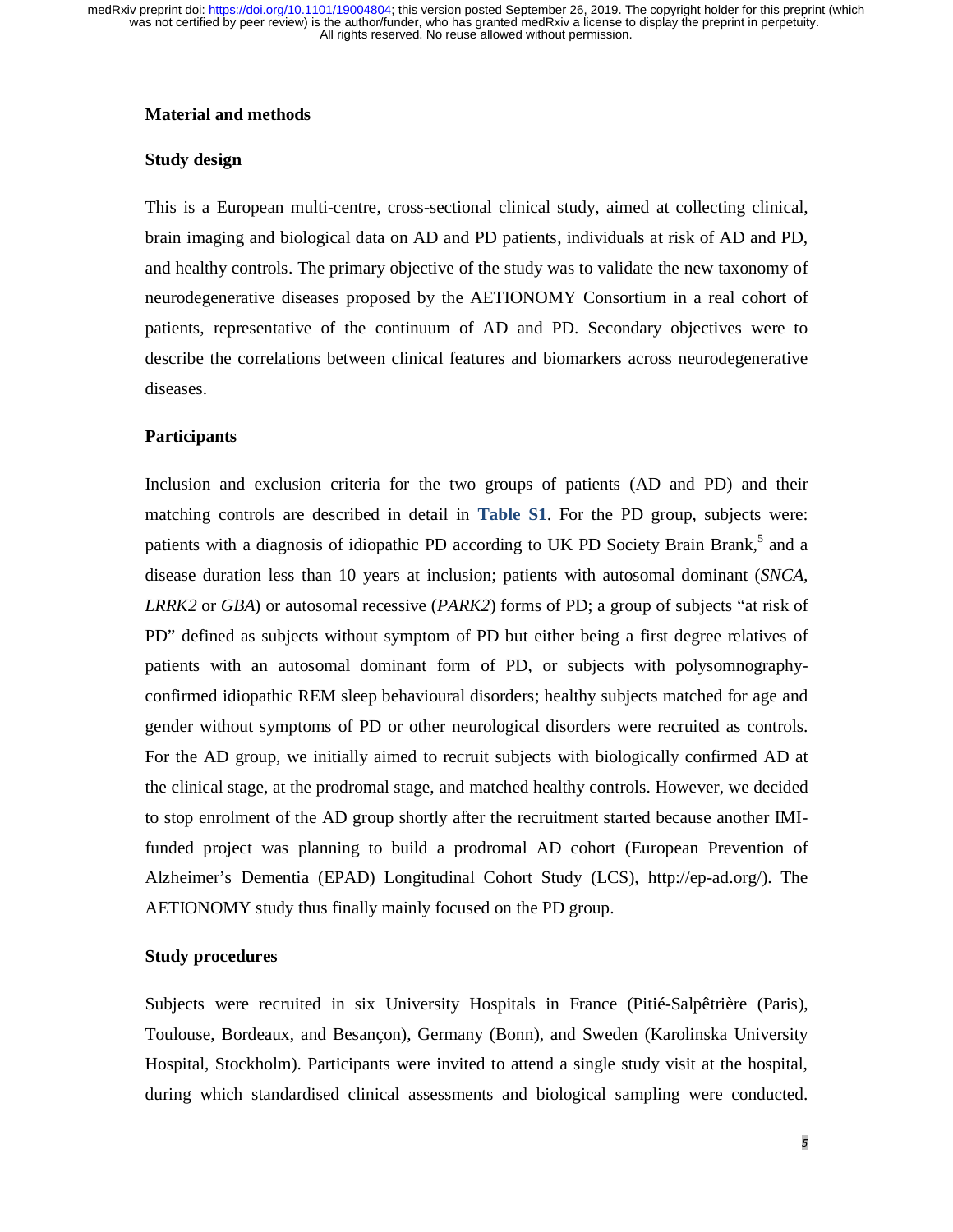## Material and methods

### Study design

This is a European multi-centre, cross-sectional clinical study, aimed at collecting clinical, brain imaging and biological data on AD and PD patients, individuals at risk of AD and PD, and healthy controls. The primary objective of the study was to validate the new taxonomy of neurodegenerative diseases proposed by the AETIONOMY Consortium in a real cohort of patients, representative of the continuum of AD and PD. Secondary objectives were to describe the correlations between clinical features and biomarkers across neurodegenerative diseases.

### Participants

Inclusion and exclusion criteria for the two groups of patients (AD and PD) and their matching controls are described in detail in **Table S1**. For the PD group, subjects were: patients with a diagnosis of idiopathic PD according to UK PD Society Brain Brank,[5] and a disease duration less than 10 years at inclusion; patients with autosomal dominant (*SNCA, LRRK2* or *GBA*) or autosomal recessive (*PARK2*) forms of PD; a group of subjects "at risk of PD" defined as subjects without symptom of PD but either being a first degree relatives of patients with an autosomal dominant form of PD, or subjects with polysomnography-confirmed idiopathic REM sleep behavioural disorders; healthy subjects matched for age and gender without symptoms of PD or other neurological disorders were recruited as controls. For the AD group, we initially aimed to recruit subjects with biologically confirmed AD at the clinical stage, at the prodromal stage, and matched healthy controls. However, we decided to stop enrolment of the AD group shortly after the recruitment started because another IMI-funded project was planning to build a prodromal AD cohort (European Prevention of Alzheimer's Dementia (EPAD) Longitudinal Cohort Study (LCS), http://ep-ad.org/). The AETIONOMY study thus finally mainly focused on the PD group.

### Study procedures

Subjects were recruited in six University Hospitals in France (Pitié-Salpêtrière (Paris), Toulouse, Bordeaux, and Besançon), Germany (Bonn), and Sweden (Karolinska University Hospital, Stockholm). Participants were invited to attend a single study visit at the hospital, during which standardised clinical assessments and biological sampling were conducted.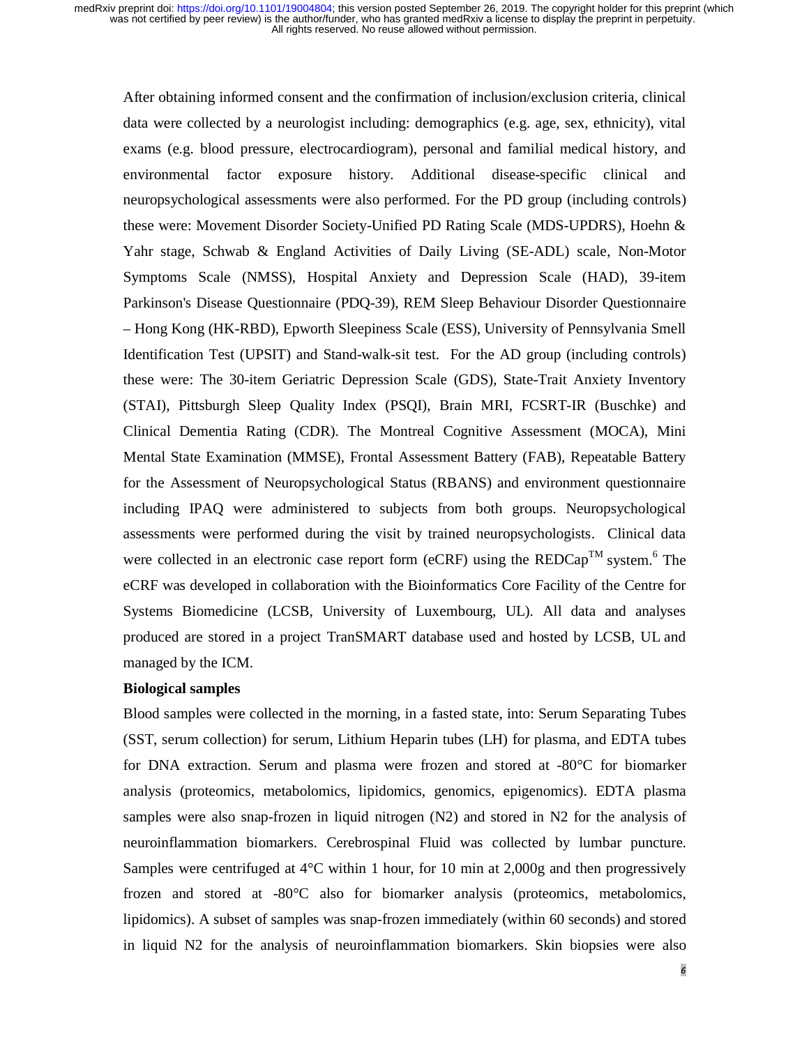After obtaining informed consent and the confirmation of inclusion/exclusion criteria, clinical data were collected by a neurologist including: demographics (e.g. age, sex, ethnicity), vital exams (e.g. blood pressure, electrocardiogram), personal and familial medical history, and environmental factor exposure history. Additional disease-specific clinical and neuropsychological assessments were also performed. For the PD group (including controls) these were: Movement Disorder Society-Unified PD Rating Scale (MDS-UPDRS), Hoehn & Yahr stage, Schwab & England Activities of Daily Living (SE-ADL) scale, Non-Motor Symptoms Scale (NMSS), Hospital Anxiety and Depression Scale (HAD), 39-item Parkinson's Disease Questionnaire (PDQ-39), REM Sleep Behaviour Disorder Questionnaire – Hong Kong (HK-RBD), Epworth Sleepiness Scale (ESS), University of Pennsylvania Smell Identification Test (UPSIT) and Stand-walk-sit test. For the AD group (including controls) these were: The 30-item Geriatric Depression Scale (GDS), State-Trait Anxiety Inventory (STAI), Pittsburgh Sleep Quality Index (PSQI), Brain MRI, FCSRT-IR (Buschke) and Clinical Dementia Rating (CDR). The Montreal Cognitive Assessment (MOCA), Mini Mental State Examination (MMSE), Frontal Assessment Battery (FAB), Repeatable Battery for the Assessment of Neuropsychological Status (RBANS) and environment questionnaire including IPAQ were administered to subjects from both groups. Neuropsychological assessments were performed during the visit by trained neuropsychologists. Clinical data were collected in an electronic case report form (eCRF) using the REDCap™ system.[6] The eCRF was developed in collaboration with the Bioinformatics Core Facility of the Centre for Systems Biomedicine (LCSB, University of Luxembourg, UL). All data and analyses produced are stored in a project TranSMART database used and hosted by LCSB, UL and managed by the ICM.

**Biological samples**

Blood samples were collected in the morning, in a fasted state, into: Serum Separating Tubes (SST, serum collection) for serum, Lithium Heparin tubes (LH) for plasma, and EDTA tubes for DNA extraction. Serum and plasma were frozen and stored at -80°C for biomarker analysis (proteomics, metabolomics, lipidomics, genomics, epigenomics). EDTA plasma samples were also snap-frozen in liquid nitrogen ($N_2$) and stored in $N_2$ for the analysis of neuroinflammation biomarkers. Cerebrospinal Fluid was collected by lumbar puncture. Samples were centrifuged at 4°C within 1 hour, for 10 min at 2,000g and then progressively frozen and stored at -80°C also for biomarker analysis (proteomics, metabolomics, lipidomics). A subset of samples was snap-frozen immediately (within 60 seconds) and stored in liquid $N_2$ for the analysis of neuroinflammation biomarkers. Skin biopsies were also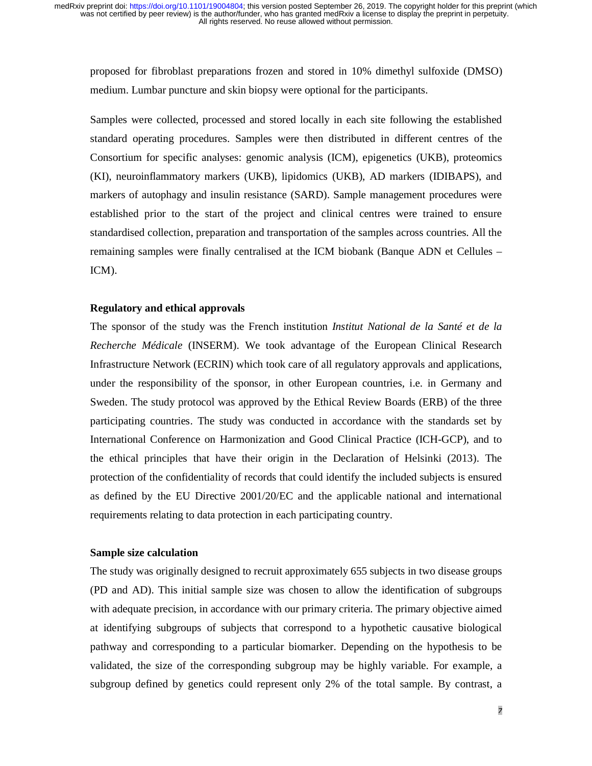proposed for fibroblast preparations frozen and stored in 10% dimethyl sulfoxide (DMSO) medium. Lumbar puncture and skin biopsy were optional for the participants.

Samples were collected, processed and stored locally in each site following the established standard operating procedures. Samples were then distributed in different centres of the Consortium for specific analyses: genomic analysis (ICM), epigenetics (UKB), proteomics (KI), neuroinflammatory markers (UKB), lipidomics (UKB), AD markers (IDIBAPS), and markers of autophagy and insulin resistance (SARD). Sample management procedures were established prior to the start of the project and clinical centres were trained to ensure standardised collection, preparation and transportation of the samples across countries. All the remaining samples were finally centralised at the ICM biobank (Banque ADN et Cellules – ICM).

**Regulatory and ethical approvals**

The sponsor of the study was the French institution *Institut National de la Santé et de la Recherche Médicale* (INSERM). We took advantage of the European Clinical Research Infrastructure Network (ECRIN) which took care of all regulatory approvals and applications, under the responsibility of the sponsor, in other European countries, i.e. in Germany and Sweden. The study protocol was approved by the Ethical Review Boards (ERB) of the three participating countries. The study was conducted in accordance with the standards set by International Conference on Harmonization and Good Clinical Practice (ICH-GCP), and to the ethical principles that have their origin in the Declaration of Helsinki (2013). The protection of the confidentiality of records that could identify the included subjects is ensured as defined by the EU Directive 2001/20/EC and the applicable national and international requirements relating to data protection in each participating country.

**Sample size calculation**

The study was originally designed to recruit approximately 655 subjects in two disease groups (PD and AD). This initial sample size was chosen to allow the identification of subgroups with adequate precision, in accordance with our primary criteria. The primary objective aimed at identifying subgroups of subjects that correspond to a hypothetic causative biological pathway and corresponding to a particular biomarker. Depending on the hypothesis to be validated, the size of the corresponding subgroup may be highly variable. For example, a subgroup defined by genetics could represent only 2% of the total sample. By contrast, a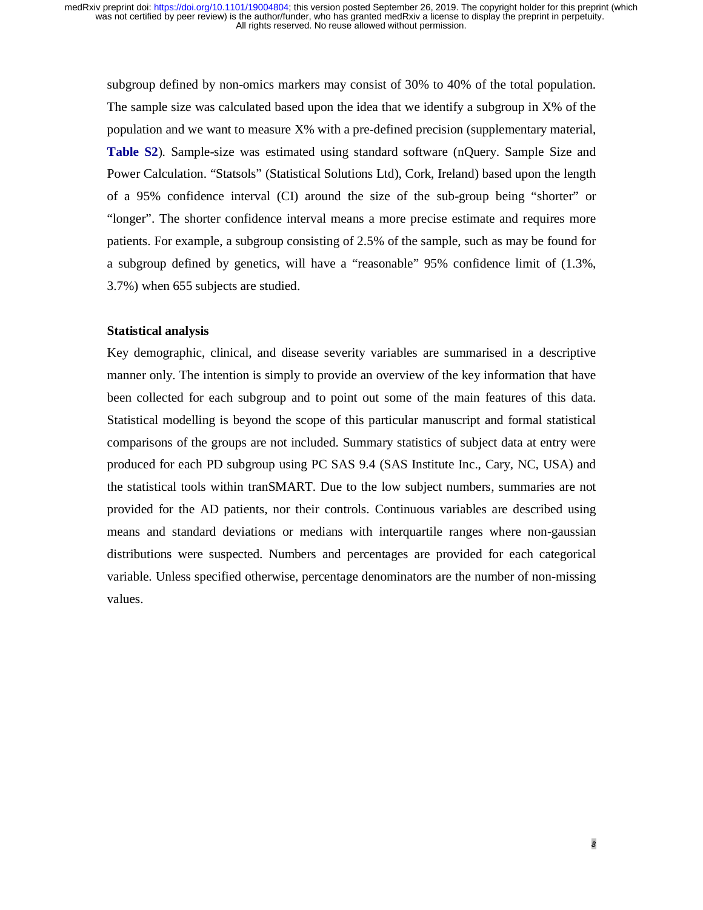subgroup defined by non-omics markers may consist of 30% to 40% of the total population. The sample size was calculated based upon the idea that we identify a subgroup in X% of the population and we want to measure X% with a pre-defined precision (supplementary material, **Table S2**). Sample-size was estimated using standard software (nQuery. Sample Size and Power Calculation. "Statsols" (Statistical Solutions Ltd), Cork, Ireland) based upon the length of a 95% confidence interval (CI) around the size of the sub-group being "shorter" or "longer". The shorter confidence interval means a more precise estimate and requires more patients. For example, a subgroup consisting of 2.5% of the sample, such as may be found for a subgroup defined by genetics, will have a "reasonable" 95% confidence limit of (1.3%, 3.7%) when 655 subjects are studied.

**Statistical analysis**

Key demographic, clinical, and disease severity variables are summarised in a descriptive manner only. The intention is simply to provide an overview of the key information that have been collected for each subgroup and to point out some of the main features of this data. Statistical modelling is beyond the scope of this particular manuscript and formal statistical comparisons of the groups are not included. Summary statistics of subject data at entry were produced for each PD subgroup using PC SAS 9.4 (SAS Institute Inc., Cary, NC, USA) and the statistical tools within tranSMART. Due to the low subject numbers, summaries are not provided for the AD patients, nor their controls. Continuous variables are described using means and standard deviations or medians with interquartile ranges where non-gaussian distributions were suspected. Numbers and percentages are provided for each categorical variable. Unless specified otherwise, percentage denominators are the number of non-missing values.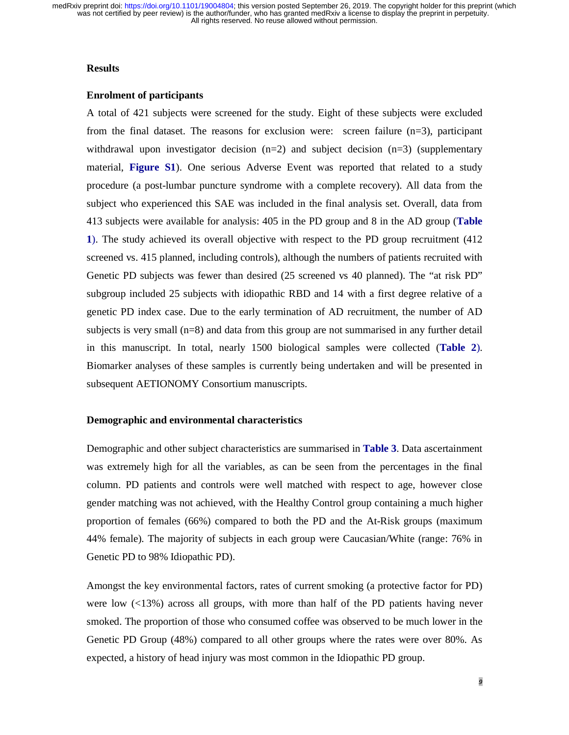## Results

### Enrolment of participants

A total of 421 subjects were screened for the study. Eight of these subjects were excluded from the final dataset. The reasons for exclusion were: screen failure (n=3), participant withdrawal upon investigator decision (n=2) and subject decision (n=3) (supplementary material, **Figure S1**). One serious Adverse Event was reported that related to a study procedure (a post-lumbar puncture syndrome with a complete recovery). All data from the subject who experienced this SAE was included in the final analysis set. Overall, data from 413 subjects were available for analysis: 405 in the PD group and 8 in the AD group (**Table 1**). The study achieved its overall objective with respect to the PD group recruitment (412 screened vs. 415 planned, including controls), although the numbers of patients recruited with Genetic PD subjects was fewer than desired (25 screened vs 40 planned). The "at risk PD" subgroup included 25 subjects with idiopathic RBD and 14 with a first degree relative of a genetic PD index case. Due to the early termination of AD recruitment, the number of AD subjects is very small (n=8) and data from this group are not summarised in any further detail in this manuscript. In total, nearly 1500 biological samples were collected (**Table 2**). Biomarker analyses of these samples is currently being undertaken and will be presented in subsequent AETIONOMY Consortium manuscripts.

### Demographic and environmental characteristics

Demographic and other subject characteristics are summarised in **Table 3**. Data ascertainment was extremely high for all the variables, as can be seen from the percentages in the final column. PD patients and controls were well matched with respect to age, however close gender matching was not achieved, with the Healthy Control group containing a much higher proportion of females (66%) compared to both the PD and the At-Risk groups (maximum 44% female). The majority of subjects in each group were Caucasian/White (range: 76% in Genetic PD to 98% Idiopathic PD).

Amongst the key environmental factors, rates of current smoking (a protective factor for PD) were low (<13%) across all groups, with more than half of the PD patients having never smoked. The proportion of those who consumed coffee was observed to be much lower in the Genetic PD Group (48%) compared to all other groups where the rates were over 80%. As expected, a history of head injury was most common in the Idiopathic PD group.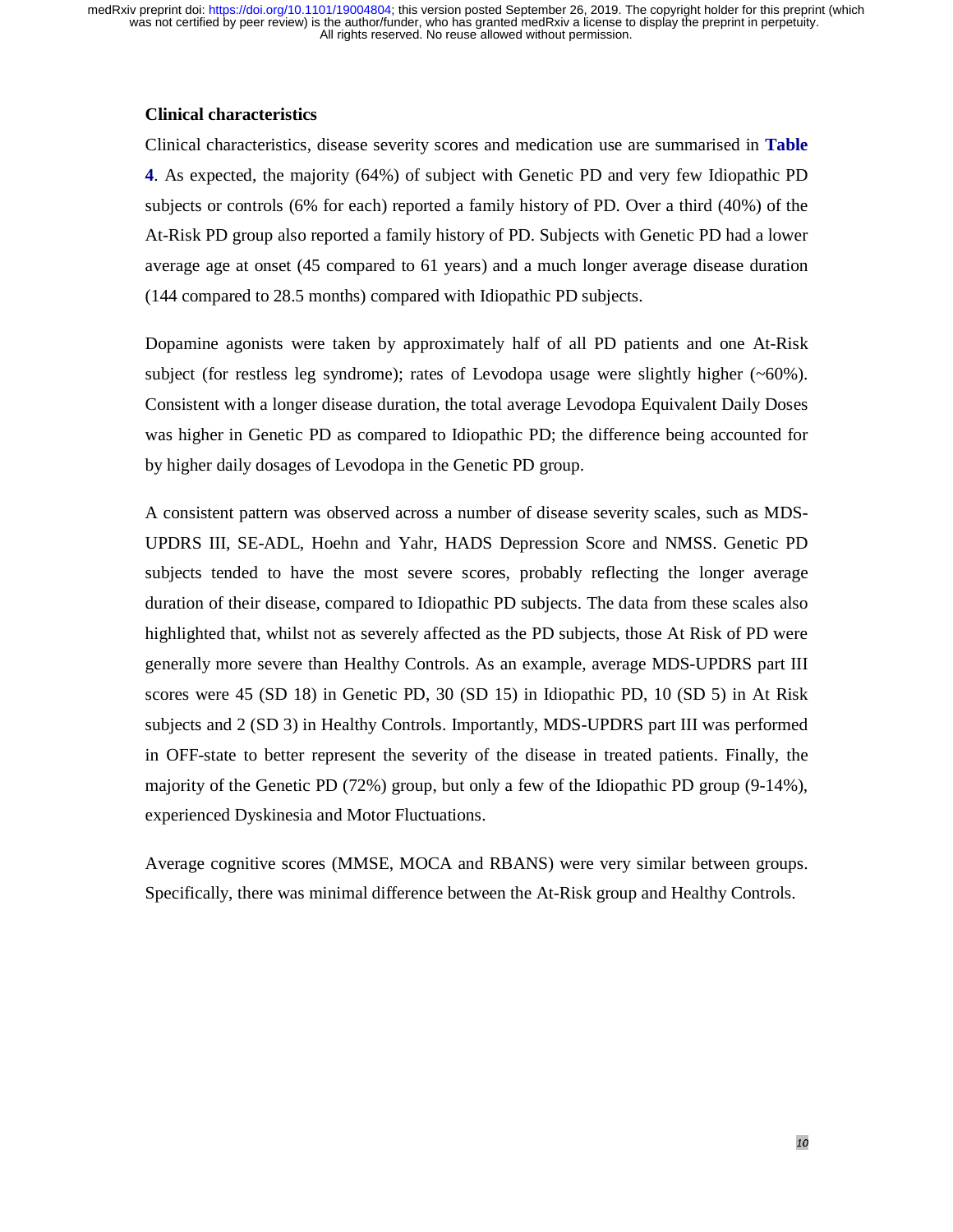### Clinical characteristics

Clinical characteristics, disease severity scores and medication use are summarised in **Table 4**. As expected, the majority (64%) of subject with Genetic PD and very few Idiopathic PD subjects or controls (6% for each) reported a family history of PD. Over a third (40%) of the At-Risk PD group also reported a family history of PD. Subjects with Genetic PD had a lower average age at onset (45 compared to 61 years) and a much longer average disease duration (144 compared to 28.5 months) compared with Idiopathic PD subjects.

Dopamine agonists were taken by approximately half of all PD patients and one At-Risk subject (for restless leg syndrome); rates of Levodopa usage were slightly higher (~60%). Consistent with a longer disease duration, the total average Levodopa Equivalent Daily Doses was higher in Genetic PD as compared to Idiopathic PD; the difference being accounted for by higher daily dosages of Levodopa in the Genetic PD group.

A consistent pattern was observed across a number of disease severity scales, such as MDS-UPDRS III, SE-ADL, Hoehn and Yahr, HADS Depression Score and NMSS. Genetic PD subjects tended to have the most severe scores, probably reflecting the longer average duration of their disease, compared to Idiopathic PD subjects. The data from these scales also highlighted that, whilst not as severely affected as the PD subjects, those At Risk of PD were generally more severe than Healthy Controls. As an example, average MDS-UPDRS part III scores were 45 (SD 18) in Genetic PD, 30 (SD 15) in Idiopathic PD, 10 (SD 5) in At Risk subjects and 2 (SD 3) in Healthy Controls. Importantly, MDS-UPDRS part III was performed in OFF-state to better represent the severity of the disease in treated patients. Finally, the majority of the Genetic PD (72%) group, but only a few of the Idiopathic PD group (9-14%), experienced Dyskinesia and Motor Fluctuations.

Average cognitive scores (MMSE, MOCA and RBANS) were very similar between groups. Specifically, there was minimal difference between the At-Risk group and Healthy Controls.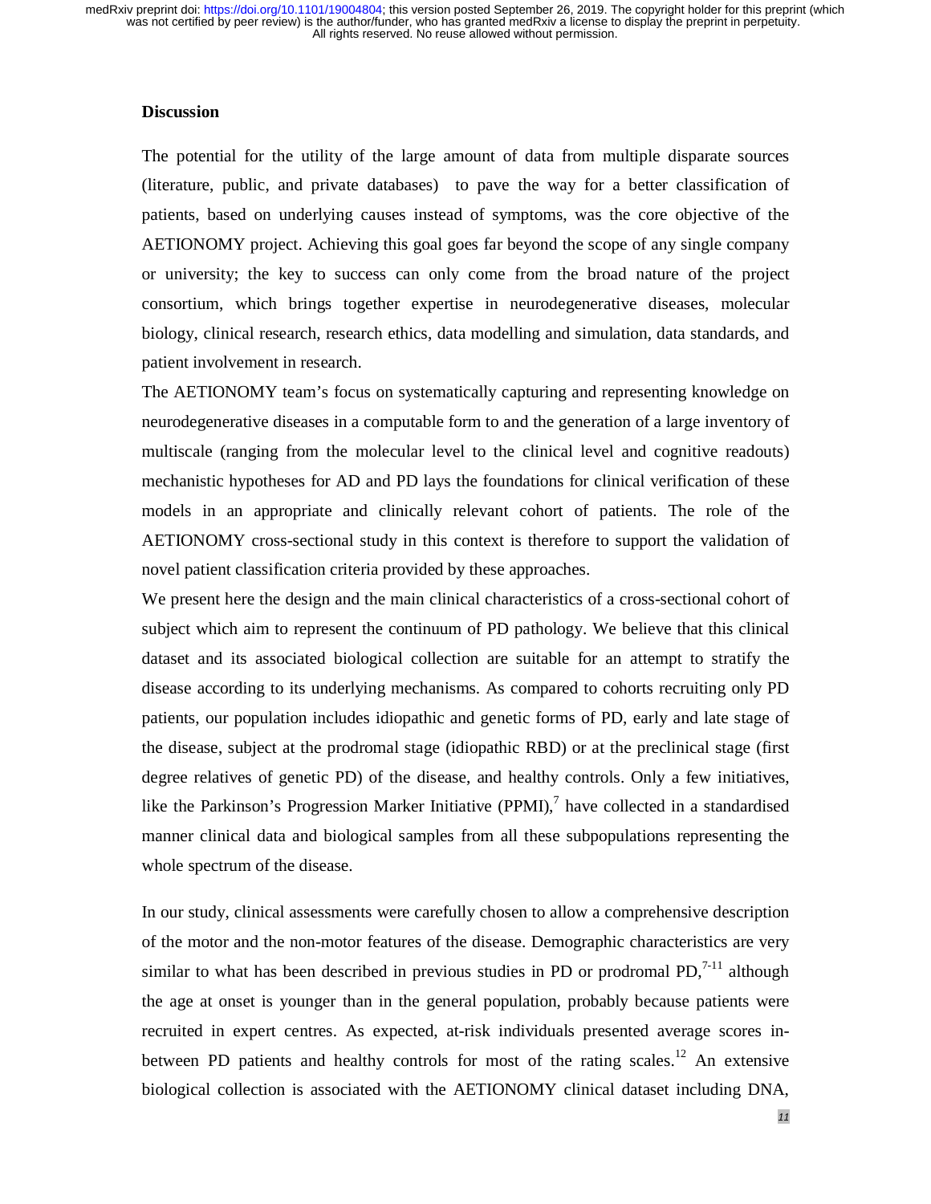## Discussion

The potential for the utility of the large amount of data from multiple disparate sources (literature, public, and private databases) to pave the way for a better classification of patients, based on underlying causes instead of symptoms, was the core objective of the AETIONOMY project. Achieving this goal goes far beyond the scope of any single company or university; the key to success can only come from the broad nature of the project consortium, which brings together expertise in neurodegenerative diseases, molecular biology, clinical research, research ethics, data modelling and simulation, data standards, and patient involvement in research.

The AETIONOMY team's focus on systematically capturing and representing knowledge on neurodegenerative diseases in a computable form to and the generation of a large inventory of multiscale (ranging from the molecular level to the clinical level and cognitive readouts) mechanistic hypotheses for AD and PD lays the foundations for clinical verification of these models in an appropriate and clinically relevant cohort of patients. The role of the AETIONOMY cross-sectional study in this context is therefore to support the validation of novel patient classification criteria provided by these approaches.

We present here the design and the main clinical characteristics of a cross-sectional cohort of subject which aim to represent the continuum of PD pathology. We believe that this clinical dataset and its associated biological collection are suitable for an attempt to stratify the disease according to its underlying mechanisms. As compared to cohorts recruiting only PD patients, our population includes idiopathic and genetic forms of PD, early and late stage of the disease, subject at the prodromal stage (idiopathic RBD) or at the preclinical stage (first degree relatives of genetic PD) of the disease, and healthy controls. Only a few initiatives, like the Parkinson's Progression Marker Initiative (PPMI),[7] have collected in a standardised manner clinical data and biological samples from all these subpopulations representing the whole spectrum of the disease.

In our study, clinical assessments were carefully chosen to allow a comprehensive description of the motor and the non-motor features of the disease. Demographic characteristics are very similar to what has been described in previous studies in PD or prodromal PD,[7-11] although the age at onset is younger than in the general population, probably because patients were recruited in expert centres. As expected, at-risk individuals presented average scores in-between PD patients and healthy controls for most of the rating scales.[12] An extensive biological collection is associated with the AETIONOMY clinical dataset including DNA,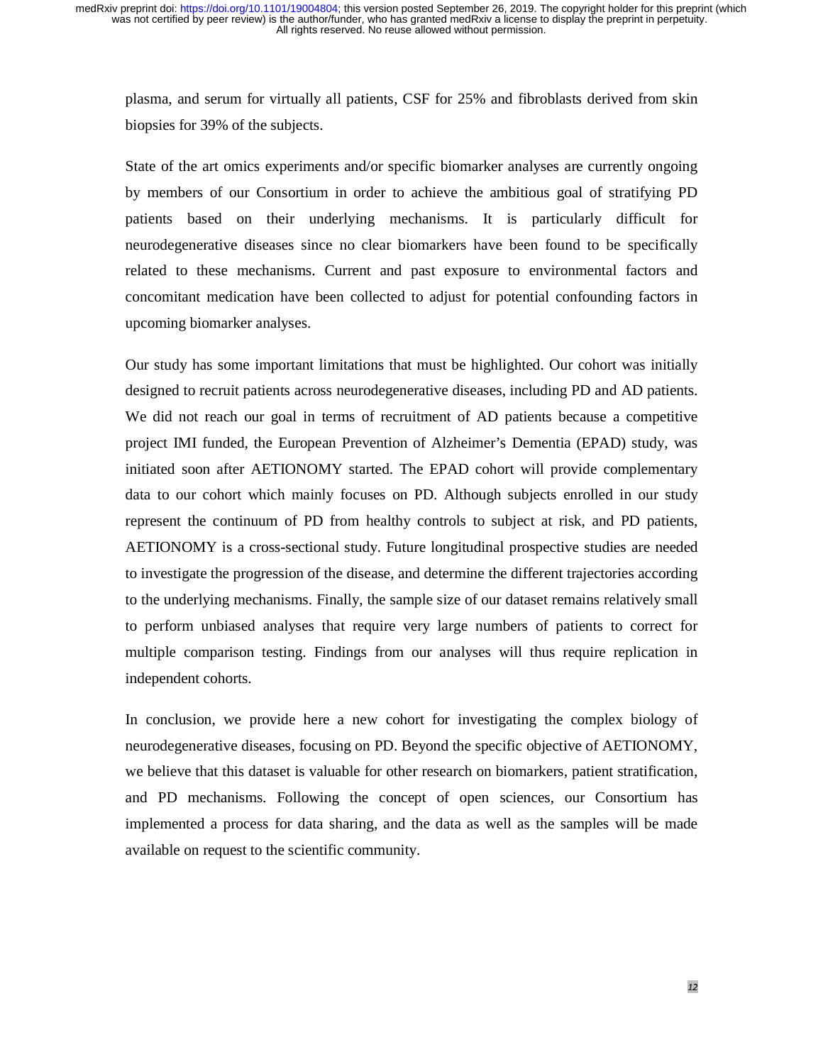plasma, and serum for virtually all patients, CSF for 25% and fibroblasts derived from skin biopsies for 39% of the subjects.

State of the art omics experiments and/or specific biomarker analyses are currently ongoing by members of our Consortium in order to achieve the ambitious goal of stratifying PD patients based on their underlying mechanisms. It is particularly difficult for neurodegenerative diseases since no clear biomarkers have been found to be specifically related to these mechanisms. Current and past exposure to environmental factors and concomitant medication have been collected to adjust for potential confounding factors in upcoming biomarker analyses.

Our study has some important limitations that must be highlighted. Our cohort was initially designed to recruit patients across neurodegenerative diseases, including PD and AD patients. We did not reach our goal in terms of recruitment of AD patients because a competitive project IMI funded, the European Prevention of Alzheimer's Dementia (EPAD) study, was initiated soon after AETIONOMY started. The EPAD cohort will provide complementary data to our cohort which mainly focuses on PD. Although subjects enrolled in our study represent the continuum of PD from healthy controls to subject at risk, and PD patients, AETIONOMY is a cross-sectional study. Future longitudinal prospective studies are needed to investigate the progression of the disease, and determine the different trajectories according to the underlying mechanisms. Finally, the sample size of our dataset remains relatively small to perform unbiased analyses that require very large numbers of patients to correct for multiple comparison testing. Findings from our analyses will thus require replication in independent cohorts.

In conclusion, we provide here a new cohort for investigating the complex biology of neurodegenerative diseases, focusing on PD. Beyond the specific objective of AETIONOMY, we believe that this dataset is valuable for other research on biomarkers, patient stratification, and PD mechanisms. Following the concept of open sciences, our Consortium has implemented a process for data sharing, and the data as well as the samples will be made available on request to the scientific community.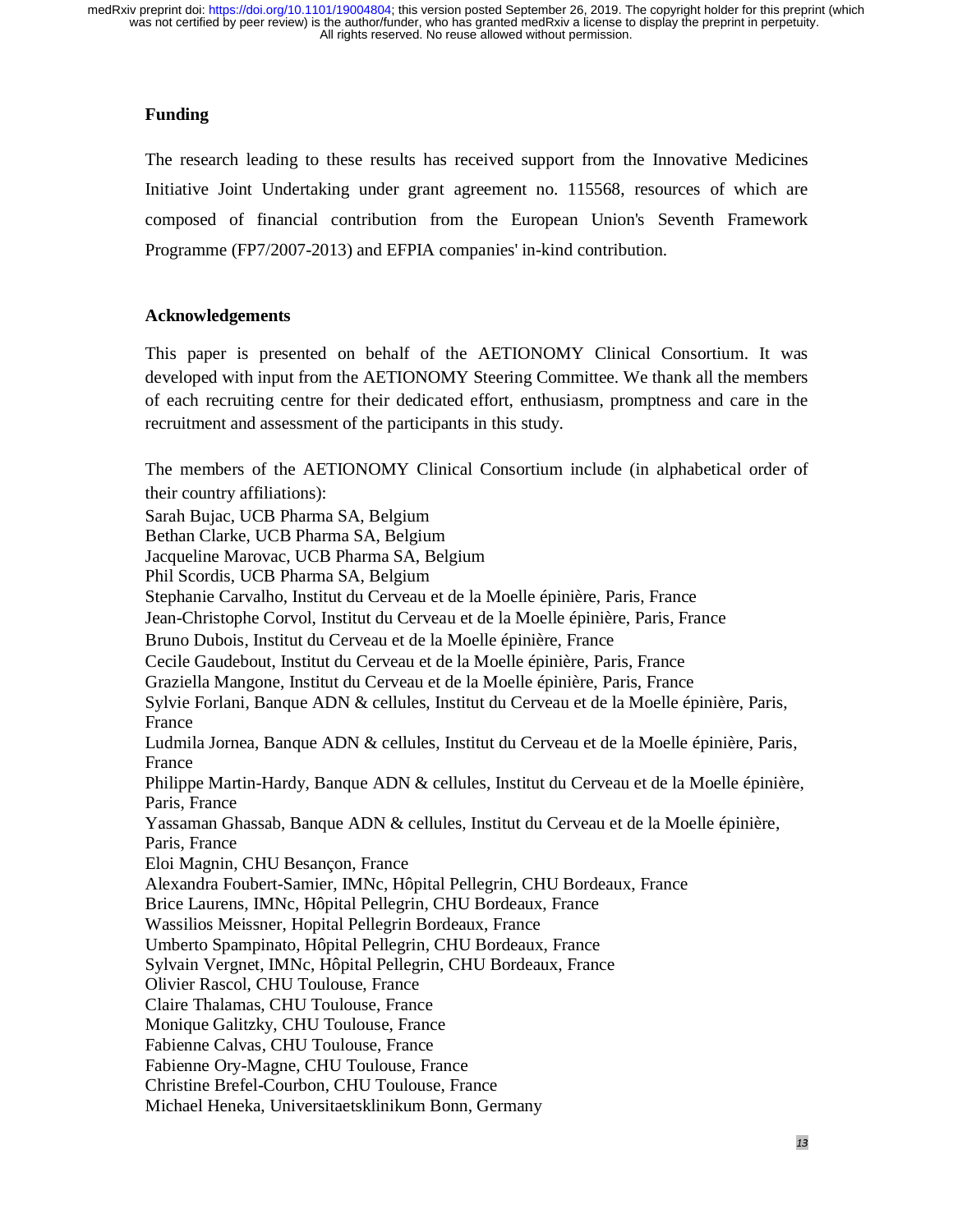## Funding

The research leading to these results has received support from the Innovative Medicines Initiative Joint Undertaking under grant agreement no. 115568, resources of which are composed of financial contribution from the European Union's Seventh Framework Programme (FP7/2007-2013) and EFPIA companies' in-kind contribution.

## Acknowledgements

This paper is presented on behalf of the AETIONOMY Clinical Consortium. It was developed with input from the AETIONOMY Steering Committee. We thank all the members of each recruiting centre for their dedicated effort, enthusiasm, promptness and care in the recruitment and assessment of the participants in this study.

The members of the AETIONOMY Clinical Consortium include (in alphabetical order of their country affiliations):
Sarah Bujac, UCB Pharma SA, Belgium
Bethan Clarke, UCB Pharma SA, Belgium
Jacqueline Marovac, UCB Pharma SA, Belgium
Phil Scordis, UCB Pharma SA, Belgium
Stephanie Carvalho, Institut du Cerveau et de la Moelle épinière, Paris, France
Jean-Christophe Corvol, Institut du Cerveau et de la Moelle épinière, Paris, France
Bruno Dubois, Institut du Cerveau et de la Moelle épinière, France
Cecile Gaudebout, Institut du Cerveau et de la Moelle épinière, Paris, France
Graziella Mangone, Institut du Cerveau et de la Moelle épinière, Paris, France
Sylvie Forlani, Banque ADN & cellules, Institut du Cerveau et de la Moelle épinière, Paris, France
Ludmila Jornea, Banque ADN & cellules, Institut du Cerveau et de la Moelle épinière, Paris, France
Philippe Martin-Hardy, Banque ADN & cellules, Institut du Cerveau et de la Moelle épinière, Paris, France
Yassaman Ghassab, Banque ADN & cellules, Institut du Cerveau et de la Moelle épinière, Paris, France
Eloi Magnin, CHU Besançon, France
Alexandra Foubert-Samier, IMNc, Hôpital Pellegrin, CHU Bordeaux, France
Brice Laurens, IMNc, Hôpital Pellegrin, CHU Bordeaux, France
Wassilios Meissner, Hopital Pellegrin Bordeaux, France
Umberto Spampinato, Hôpital Pellegrin, CHU Bordeaux, France
Sylvain Vergnet, IMNc, Hôpital Pellegrin, CHU Bordeaux, France
Olivier Rascol, CHU Toulouse, France
Claire Thalamas, CHU Toulouse, France
Monique Galitzky, CHU Toulouse, France
Fabienne Calvas, CHU Toulouse, France
Fabienne Ory-Magne, CHU Toulouse, France
Christine Brefel-Courbon, CHU Toulouse, France
Michael Heneka, Universitaetsklinikum Bonn, Germany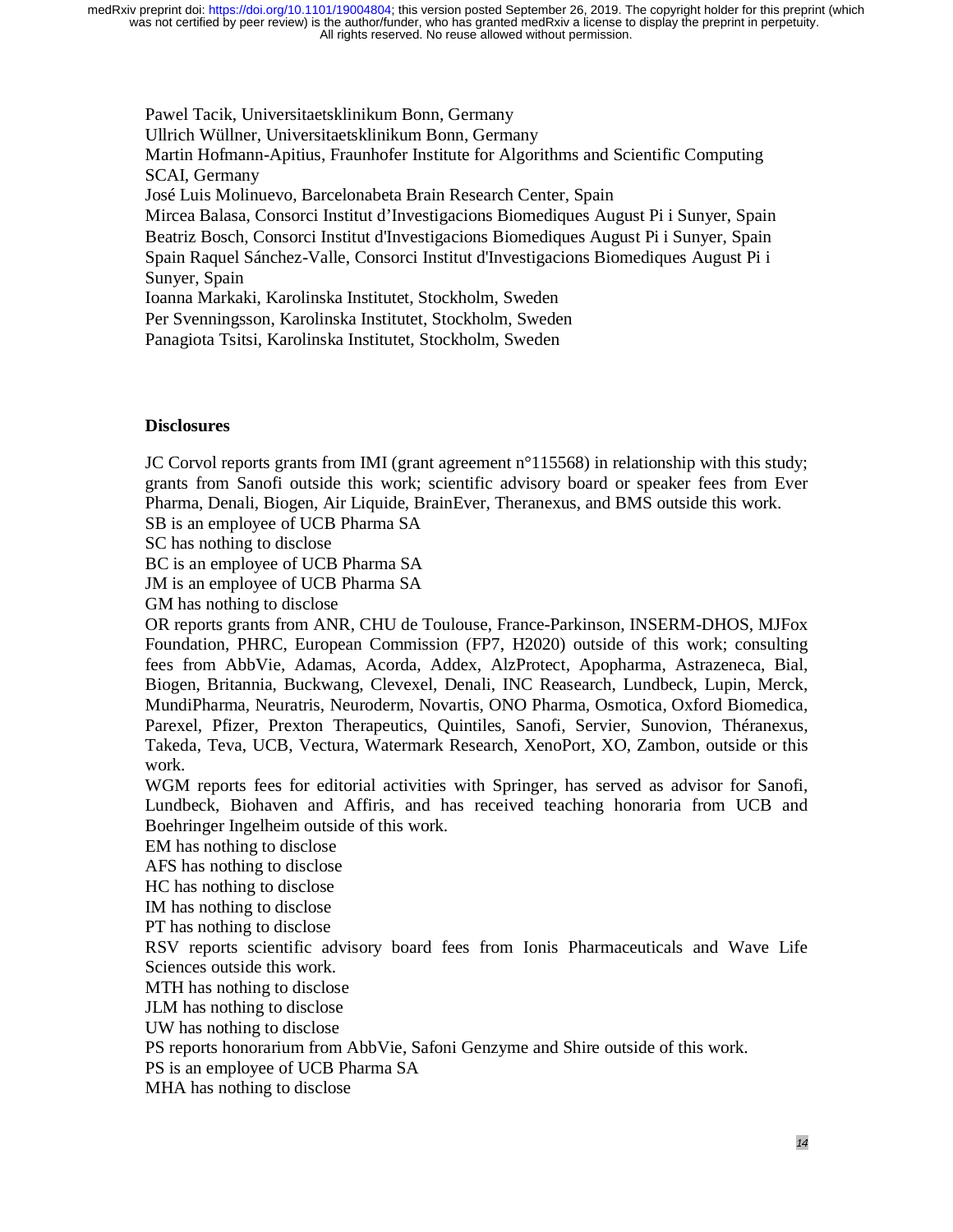Pawel Tacik, Universitaetsklinikum Bonn, Germany
Ullrich Wüllner, Universitaetsklinikum Bonn, Germany
Martin Hofmann-Apitius, Fraunhofer Institute for Algorithms and Scientific Computing SCAI, Germany
José Luis Molinuevo, Barcelonabeta Brain Research Center, Spain
Mircea Balasa, Consorci Institut d'Investigacions Biomediques August Pi i Sunyer, Spain
Beatriz Bosch, Consorci Institut d'Investigacions Biomediques August Pi i Sunyer, Spain
Spain Raquel Sánchez-Valle, Consorci Institut d'Investigacions Biomediques August Pi i Sunyer, Spain
Ioanna Markaki, Karolinska Institutet, Stockholm, Sweden
Per Svenningsson, Karolinska Institutet, Stockholm, Sweden
Panagiota Tsitsi, Karolinska Institutet, Stockholm, Sweden

## Disclosures

JC Corvol reports grants from IMI (grant agreement n°115568) in relationship with this study; grants from Sanofi outside this work; scientific advisory board or speaker fees from Ever Pharma, Denali, Biogen, Air Liquide, BrainEver, Theranexus, and BMS outside this work.
SB is an employee of UCB Pharma SA
SC has nothing to disclose
BC is an employee of UCB Pharma SA
JM is an employee of UCB Pharma SA
GM has nothing to disclose
OR reports grants from ANR, CHU de Toulouse, France-Parkinson, INSERM-DHOS, MJFox Foundation, PHRC, European Commission (FP7, H2020) outside of this work; consulting fees from AbbVie, Adamas, Acorda, Addex, AlzProtect, Apopharma, Astrazeneca, Bial, Biogen, Britannia, Buckwang, Clevexel, Denali, INC Reasearch, Lundbeck, Lupin, Merck, MundiPharma, Neuratris, Neuroderm, Novartis, ONO Pharma, Osmotica, Oxford Biomedica, Parexel, Pfizer, Prexton Therapeutics, Quintiles, Sanofi, Servier, Sunovion, Théranexus, Takeda, Teva, UCB, Vectura, Watermark Research, XenoPort, XO, Zambon, outside or this work.
WGM reports fees for editorial activities with Springer, has served as advisor for Sanofi, Lundbeck, Biohaven and Affiris, and has received teaching honoraria from UCB and Boehringer Ingelheim outside of this work.
EM has nothing to disclose
AFS has nothing to disclose
HC has nothing to disclose
IM has nothing to disclose
PT has nothing to disclose
RSV reports scientific advisory board fees from Ionis Pharmaceuticals and Wave Life Sciences outside this work.
MTH has nothing to disclose
JLM has nothing to disclose
UW has nothing to disclose
PS reports honorarium from AbbVie, Safoni Genzyme and Shire outside of this work.
PS is an employee of UCB Pharma SA
MHA has nothing to disclose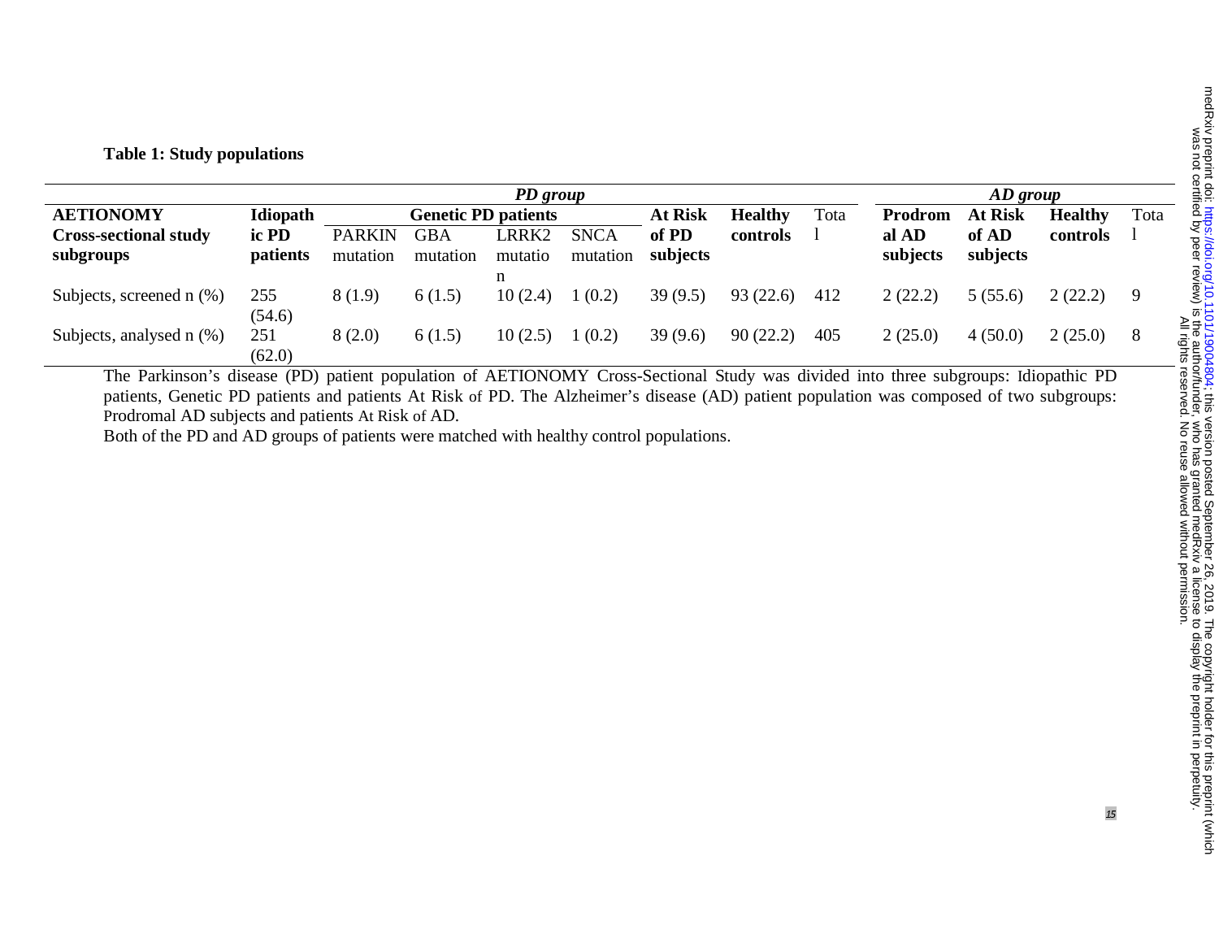**Table 1: Study populations**

| AETIONOMY Cross-sectional study subgroups | *PD group* | | | | | | | | *AD group* | | | |
|---|---|---|---|---|---|---|---|---|---|---|---|---|
| | Idiopathic PD patients | Genetic PD patients | | | | At Risk of PD subjects | Healthy controls | Total | Prodromal AD subjects | At Risk of AD subjects | Healthy controls | Total |
| | | PARKIN mutation | GBA mutation | LRRK2 mutation | SNCA mutation | | | | | | | |
| Subjects, screened n (%) | 255 (54.6) | 8 (1.9) | 6 (1.5) | 10 (2.4) | 1 (0.2) | 39 (9.5) | 93 (22.6) | 412 | 2 (22.2) | 5 (55.6) | 2 (22.2) | 9 |
| Subjects, analysed n (%) | 251 (62.0) | 8 (2.0) | 6 (1.5) | 10 (2.5) | 1 (0.2) | 39 (9.6) | 90 (22.2) | 405 | 2 (25.0) | 4 (50.0) | 2 (25.0) | 8 |

The Parkinson's disease (PD) patient population of AETIONOMY Cross-Sectional Study was divided into three subgroups: Idiopathic PD patients, Genetic PD patients and patients At Risk of PD. The Alzheimer's disease (AD) patient population was composed of two subgroups: Prodromal AD subjects and patients At Risk of AD.

Both of the PD and AD groups of patients were matched with healthy control populations.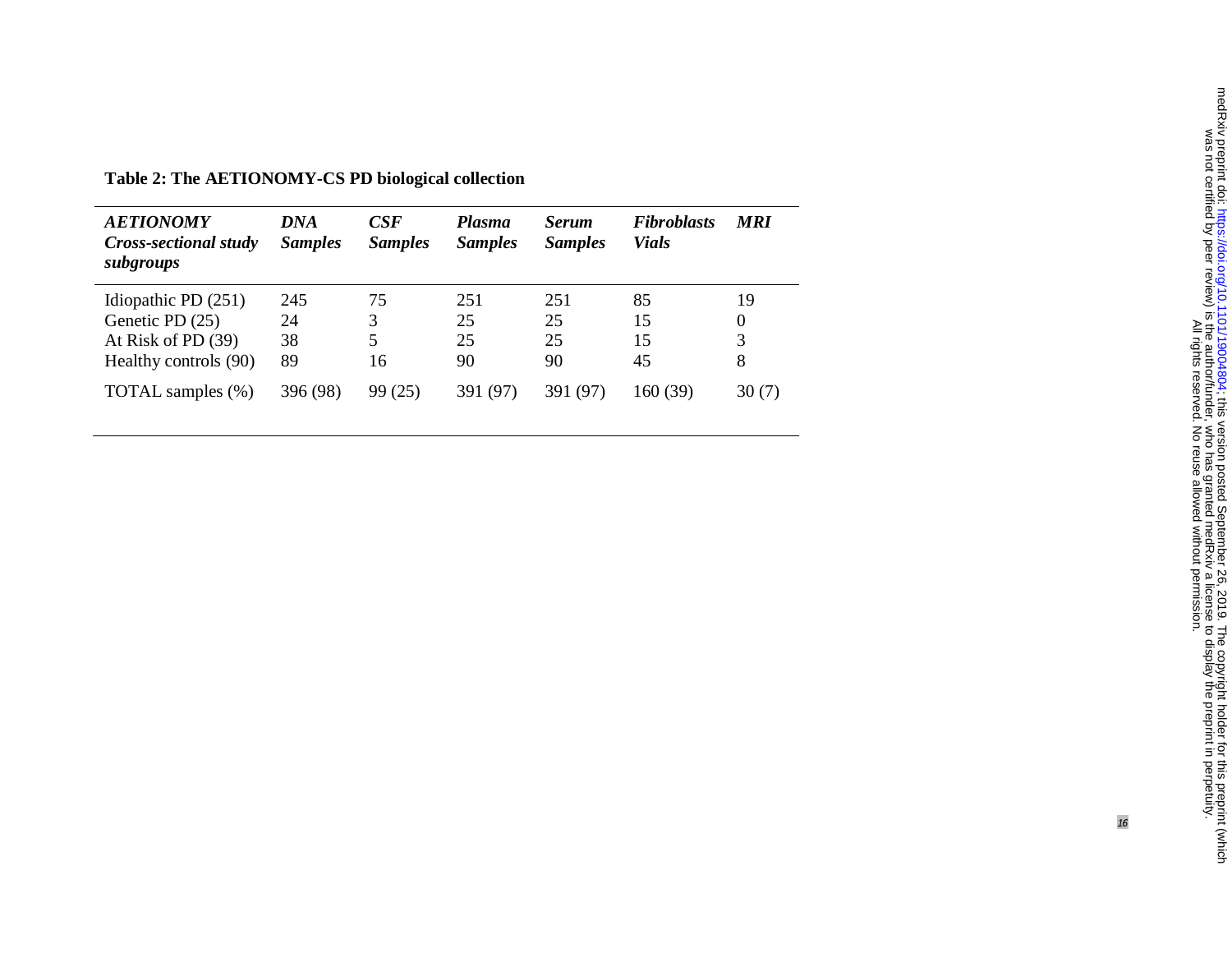**Table 2: The AETIONOMY-CS PD biological collection**

| ***AETIONOMY Cross-sectional study subgroups*** | ***DNA Samples*** | ***CSF Samples*** | ***Plasma Samples*** | ***Serum Samples*** | ***Fibroblasts Vials*** | ***MRI*** |
|---|---|---|---|---|---|---|
| Idiopathic PD (251) | 245 | 75 | 251 | 251 | 85 | 19 |
| Genetic PD (25) | 24 | 3 | 25 | 25 | 15 | 0 |
| At Risk of PD (39) | 38 | 5 | 25 | 25 | 15 | 3 |
| Healthy controls (90) | 89 | 16 | 90 | 90 | 45 | 8 |
| TOTAL samples (%) | 396 (98) | 99 (25) | 391 (97) | 391 (97) | 160 (39) | 30 (7) |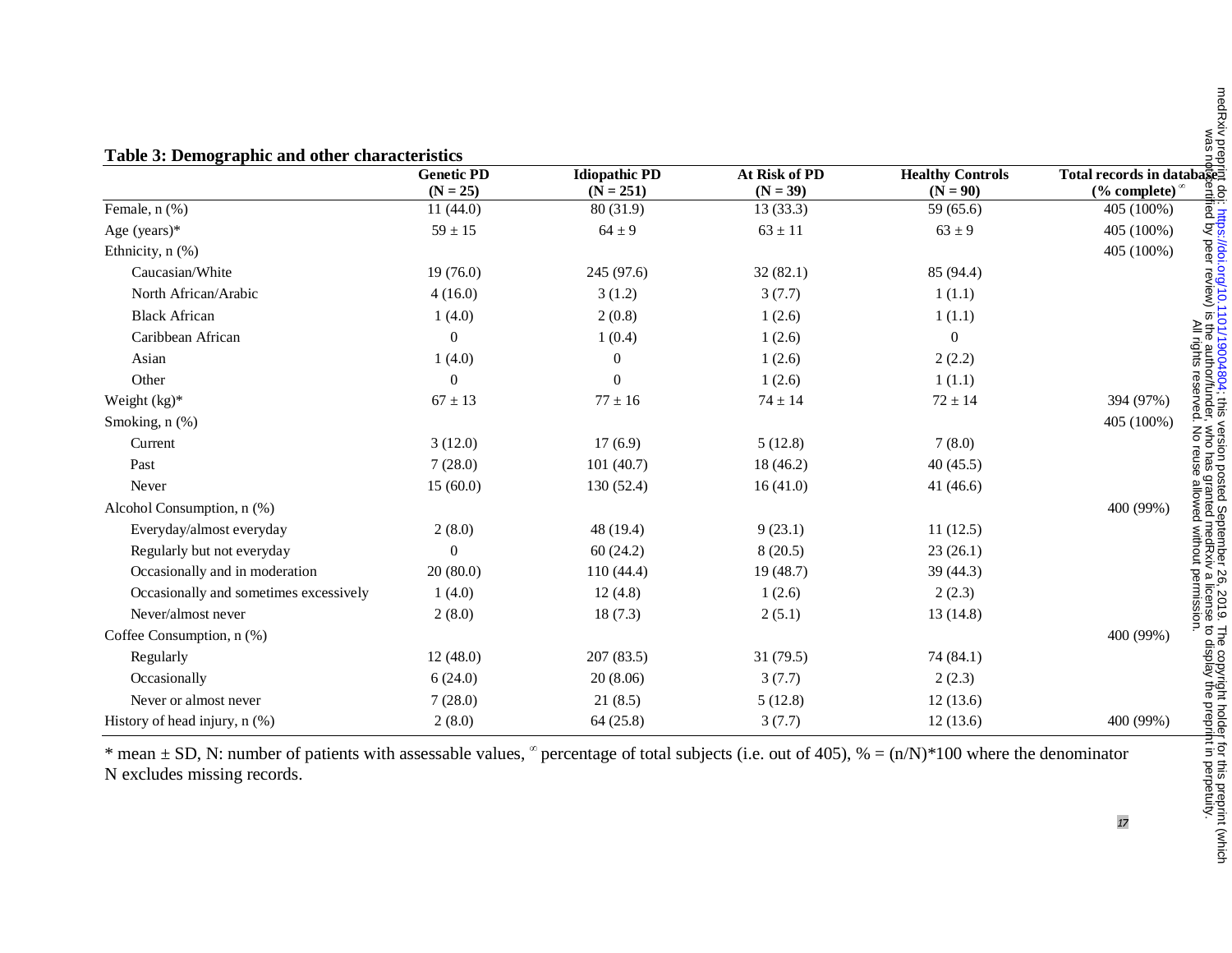**Table 3: Demographic and other characteristics**

| | Genetic PD (N = 25) | Idiopathic PD (N = 251) | At Risk of PD (N = 39) | Healthy Controls (N = 90) | Total records in database (% complete)[∞] |
|---|---|---|---|---|---|
| Female, n (%) | 11 (44.0) | 80 (31.9) | 13 (33.3) | 59 (65.6) | 405 (100%) |
| Age (years)* | 59 ± 15 | 64 ± 9 | 63 ± 11 | 63 ± 9 | 405 (100%) |
| Ethnicity, n (%) | | | | | 405 (100%) |
| Caucasian/White | 19 (76.0) | 245 (97.6) | 32 (82.1) | 85 (94.4) | |
| North African/Arabic | 4 (16.0) | 3 (1.2) | 3 (7.7) | 1 (1.1) | |
| Black African | 1 (4.0) | 2 (0.8) | 1 (2.6) | 1 (1.1) | |
| Caribbean African | 0 | 1 (0.4) | 1 (2.6) | 0 | |
| Asian | 1 (4.0) | 0 | 1 (2.6) | 2 (2.2) | |
| Other | 0 | 0 | 1 (2.6) | 1 (1.1) | |
| Weight (kg)* | 67 ± 13 | 77 ± 16 | 74 ± 14 | 72 ± 14 | 394 (97%) |
| Smoking, n (%) | | | | | 405 (100%) |
| Current | 3 (12.0) | 17 (6.9) | 5 (12.8) | 7 (8.0) | |
| Past | 7 (28.0) | 101 (40.7) | 18 (46.2) | 40 (45.5) | |
| Never | 15 (60.0) | 130 (52.4) | 16 (41.0) | 41 (46.6) | |
| Alcohol Consumption, n (%) | | | | | 400 (99%) |
| Everyday/almost everyday | 2 (8.0) | 48 (19.4) | 9 (23.1) | 11 (12.5) | |
| Regularly but not everyday | 0 | 60 (24.2) | 8 (20.5) | 23 (26.1) | |
| Occasionally and in moderation | 20 (80.0) | 110 (44.4) | 19 (48.7) | 39 (44.3) | |
| Occasionally and sometimes excessively | 1 (4.0) | 12 (4.8) | 1 (2.6) | 2 (2.3) | |
| Never/almost never | 2 (8.0) | 18 (7.3) | 2 (5.1) | 13 (14.8) | |
| Coffee Consumption, n (%) | | | | | 400 (99%) |
| Regularly | 12 (48.0) | 207 (83.5) | 31 (79.5) | 74 (84.1) | |
| Occasionally | 6 (24.0) | 20 (8.06) | 3 (7.7) | 2 (2.3) | |
| Never or almost never | 7 (28.0) | 21 (8.5) | 5 (12.8) | 12 (13.6) | |
| History of head injury, n (%) | 2 (8.0) | 64 (25.8) | 3 (7.7) | 12 (13.6) | 400 (99%) |

* mean ± SD, N: number of patients with assessable values, [∞] percentage of total subjects (i.e. out of 405), % = (n/N)*100 where the denominator N excludes missing records.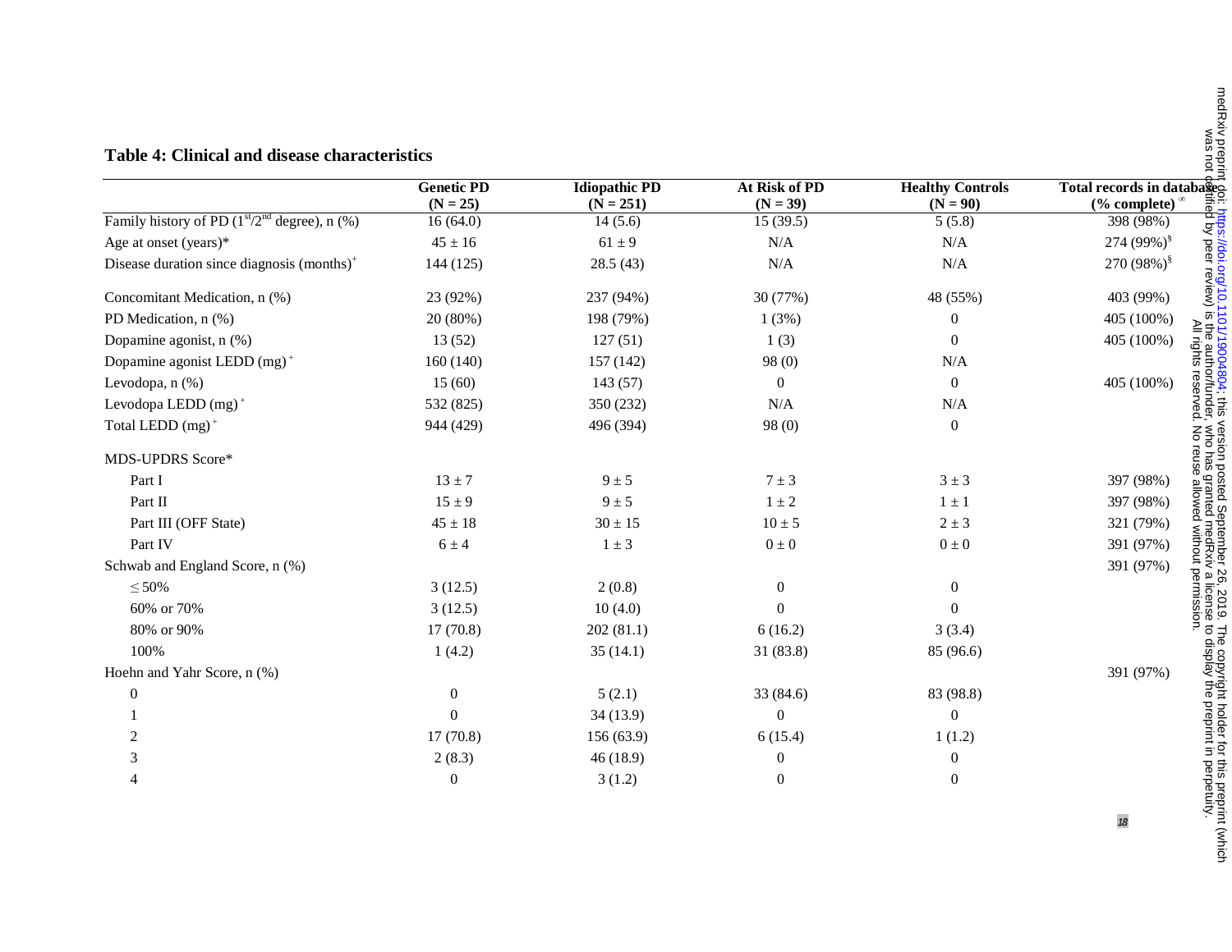## Table 4: Clinical and disease characteristics

| | Genetic PD (N = 25) | Idiopathic PD (N = 251) | At Risk of PD (N = 39) | Healthy Controls (N = 90) | Total records in database (% complete) [∞] |
|---|---|---|---|---|---|
| Family history of PD (1[st]/2[nd] degree), n (%) | 16 (64.0) | 14 (5.6) | 15 (39.5) | 5 (5.8) | 398 (98%) |
| Age at onset (years)* | 45 ± 16 | 61 ± 9 | N/A | N/A | 274 (99%)[§] |
| Disease duration since diagnosis (months)[+] | 144 (125) | 28.5 (43) | N/A | N/A | 270 (98%)[§] |
| Concomitant Medication, n (%) | 23 (92%) | 237 (94%) | 30 (77%) | 48 (55%) | 403 (99%) |
| PD Medication, n (%) | 20 (80%) | 198 (79%) | 1 (3%) | 0 | 405 (100%) |
| Dopamine agonist, n (%) | 13 (52) | 127 (51) | 1 (3) | 0 | 405 (100%) |
| Dopamine agonist LEDD (mg)[+] | 160 (140) | 157 (142) | 98 (0) | N/A | |
| Levodopa, n (%) | 15 (60) | 143 (57) | 0 | 0 | 405 (100%) |
| Levodopa LEDD (mg)[+] | 532 (825) | 350 (232) | N/A | N/A | |
| Total LEDD (mg)[+] | 944 (429) | 496 (394) | 98 (0) | 0 | |
| MDS-UPDRS Score* | | | | | |
| Part I | 13 ± 7 | 9 ± 5 | 7 ± 3 | 3 ± 3 | 397 (98%) |
| Part II | 15 ± 9 | 9 ± 5 | 1 ± 2 | 1 ± 1 | 397 (98%) |
| Part III (OFF State) | 45 ± 18 | 30 ± 15 | 10 ± 5 | 2 ± 3 | 321 (79%) |
| Part IV | 6 ± 4 | 1 ± 3 | 0 ± 0 | 0 ± 0 | 391 (97%) |
| Schwab and England Score, n (%) | | | | | 391 (97%) |
| ≤ 50% | 3 (12.5) | 2 (0.8) | 0 | 0 | |
| 60% or 70% | 3 (12.5) | 10 (4.0) | 0 | 0 | |
| 80% or 90% | 17 (70.8) | 202 (81.1) | 6 (16.2) | 3 (3.4) | |
| 100% | 1 (4.2) | 35 (14.1) | 31 (83.8) | 85 (96.6) | |
| Hoehn and Yahr Score, n (%) | | | | | 391 (97%) |
| 0 | 0 | 5 (2.1) | 33 (84.6) | 83 (98.8) | |
| 1 | 0 | 34 (13.9) | 0 | 0 | |
| 2 | 17 (70.8) | 156 (63.9) | 6 (15.4) | 1 (1.2) | |
| 3 | 2 (8.3) | 46 (18.9) | 0 | 0 | |
| 4 | 0 | 3 (1.2) | 0 | 0 | |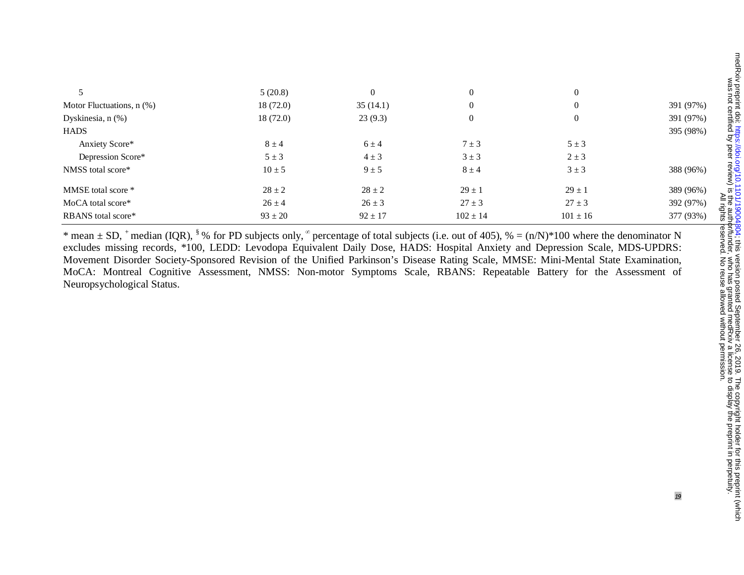| | | | | | |
|---|---|---|---|---|---|
| 5 | 5 (20.8) | 0 | 0 | 0 | |
| Motor Fluctuations, n (%) | 18 (72.0) | 35 (14.1) | 0 | 0 | 391 (97%) |
| Dyskinesia, n (%) | 18 (72.0) | 23 (9.3) | 0 | 0 | 391 (97%) |
| HADS | | | | | 395 (98%) |
| Anxiety Score* | 8 ± 4 | 6 ± 4 | 7 ± 3 | 5 ± 3 | |
| Depression Score* | 5 ± 3 | 4 ± 3 | 3 ± 3 | 2 ± 3 | |
| NMSS total score* | 10 ± 5 | 9 ± 5 | 8 ± 4 | 3 ± 3 | 388 (96%) |
| MMSE total score * | 28 ± 2 | 28 ± 2 | 29 ± 1 | 29 ± 1 | 389 (96%) |
| MoCA total score* | 26 ± 4 | 26 ± 3 | 27 ± 3 | 27 ± 3 | 392 (97%) |
| RBANS total score* | 93 ± 20 | 92 ± 17 | 102 ± 14 | 101 ± 16 | 377 (93%) |

* mean ± SD, + median (IQR), § % for PD subjects only, ∞ percentage of total subjects (i.e. out of 405), % = (n/N)*100 where the denominator N excludes missing records, *100, LEDD: Levodopa Equivalent Daily Dose, HADS: Hospital Anxiety and Depression Scale, MDS-UPDRS: Movement Disorder Society-Sponsored Revision of the Unified Parkinson's Disease Rating Scale, MMSE: Mini-Mental State Examination, MoCA: Montreal Cognitive Assessment, NMSS: Non-motor Symptoms Scale, RBANS: Repeatable Battery for the Assessment of Neuropsychological Status.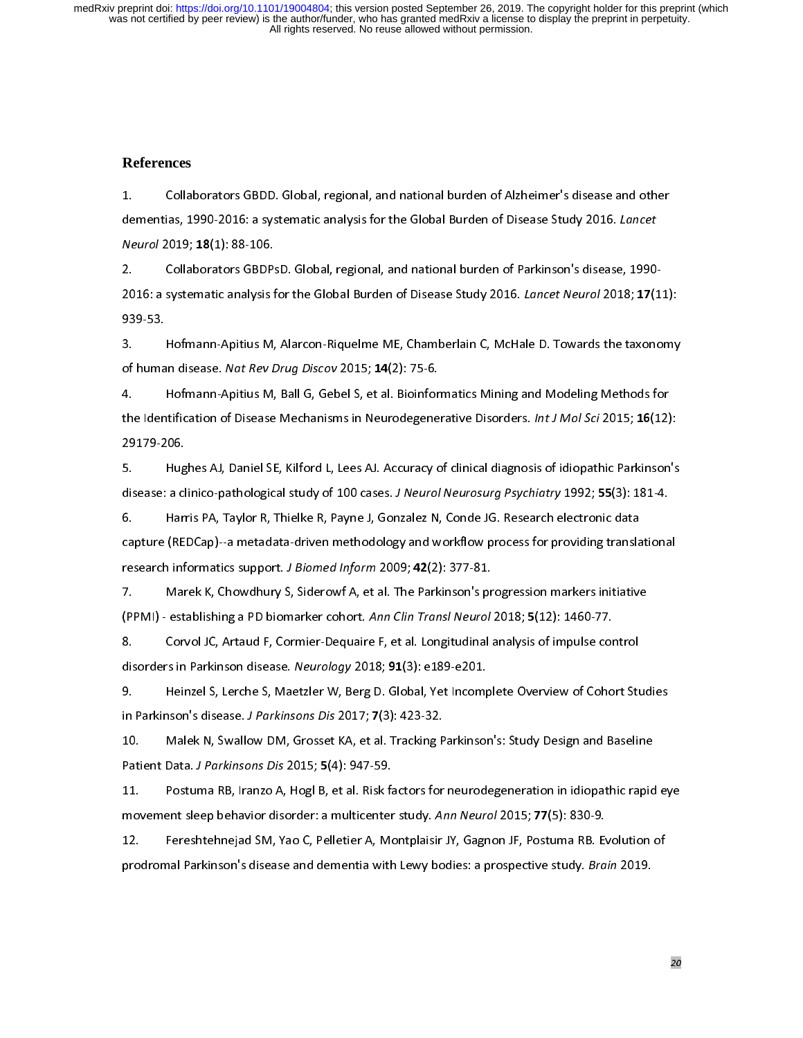## References

1. Collaborators GBDD. Global, regional, and national burden of Alzheimer's disease and other dementias, 1990-2016: a systematic analysis for the Global Burden of Disease Study 2016. *Lancet Neurol* 2019; **18**(1): 88-106.

2. Collaborators GBDPsD. Global, regional, and national burden of Parkinson's disease, 1990-2016: a systematic analysis for the Global Burden of Disease Study 2016. *Lancet Neurol* 2018; **17**(11): 939-53.

3. Hofmann-Apitius M, Alarcon-Riquelme ME, Chamberlain C, McHale D. Towards the taxonomy of human disease. *Nat Rev Drug Discov* 2015; **14**(2): 75-6.

4. Hofmann-Apitius M, Ball G, Gebel S, et al. Bioinformatics Mining and Modeling Methods for the Identification of Disease Mechanisms in Neurodegenerative Disorders. *Int J Mol Sci* 2015; **16**(12): 29179-206.

5. Hughes AJ, Daniel SE, Kilford L, Lees AJ. Accuracy of clinical diagnosis of idiopathic Parkinson's disease: a clinico-pathological study of 100 cases. *J Neurol Neurosurg Psychiatry* 1992; **55**(3): 181-4.

6. Harris PA, Taylor R, Thielke R, Payne J, Gonzalez N, Conde JG. Research electronic data capture (REDCap)--a metadata-driven methodology and workflow process for providing translational research informatics support. *J Biomed Inform* 2009; **42**(2): 377-81.

7. Marek K, Chowdhury S, Siderowf A, et al. The Parkinson's progression markers initiative (PPMI) - establishing a PD biomarker cohort. *Ann Clin Transl Neurol* 2018; **5**(12): 1460-77.

8. Corvol JC, Artaud F, Cormier-Dequaire F, et al. Longitudinal analysis of impulse control disorders in Parkinson disease. *Neurology* 2018; **91**(3): e189-e201.

9. Heinzel S, Lerche S, Maetzler W, Berg D. Global, Yet Incomplete Overview of Cohort Studies in Parkinson's disease. *J Parkinsons Dis* 2017; **7**(3): 423-32.

10. Malek N, Swallow DM, Grosset KA, et al. Tracking Parkinson's: Study Design and Baseline Patient Data. *J Parkinsons Dis* 2015; **5**(4): 947-59.

11. Postuma RB, Iranzo A, Hogl B, et al. Risk factors for neurodegeneration in idiopathic rapid eye movement sleep behavior disorder: a multicenter study. *Ann Neurol* 2015; **77**(5): 830-9.

12. Fereshtehnejad SM, Yao C, Pelletier A, Montplaisir JY, Gagnon JF, Postuma RB. Evolution of prodromal Parkinson's disease and dementia with Lewy bodies: a prospective study. *Brain* 2019.